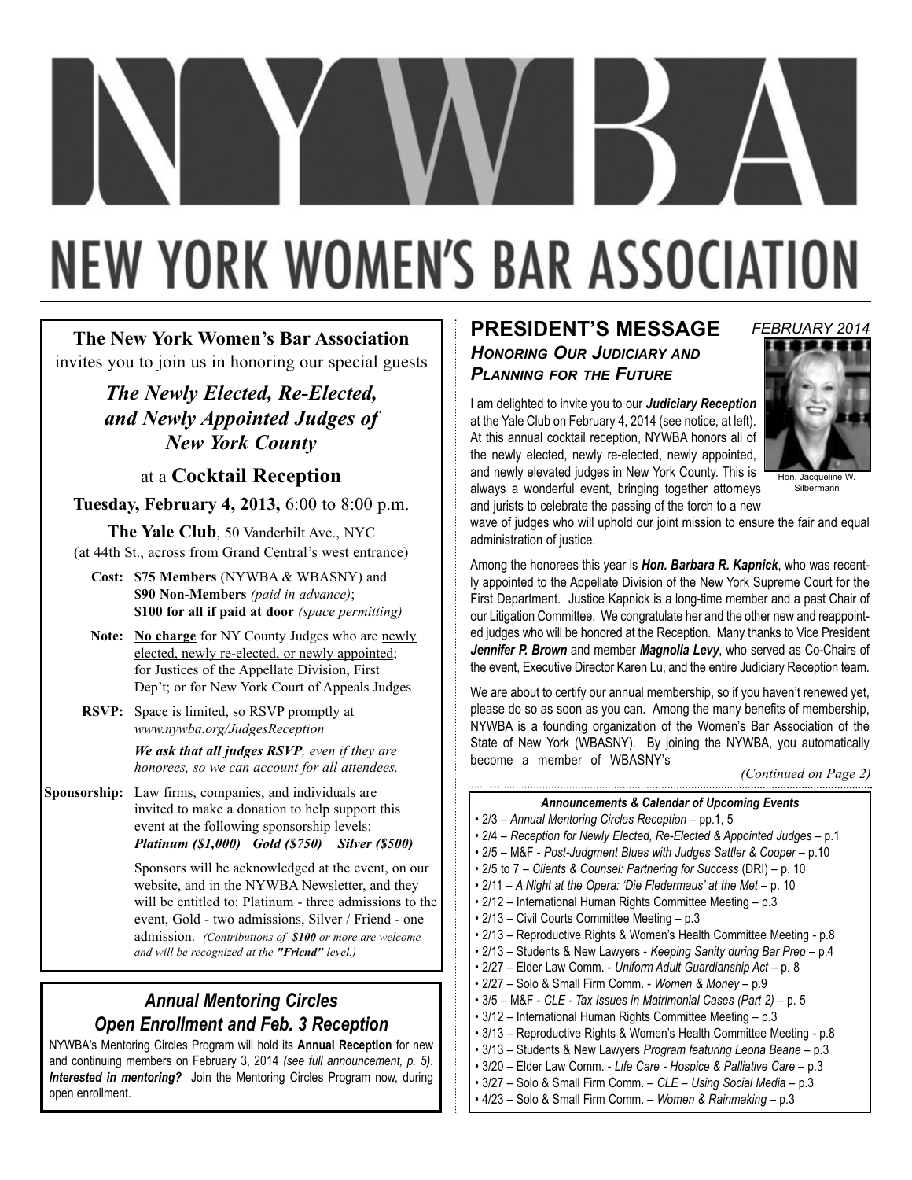# NEW YORK WOMEN'S BAR ASSOCIATION

**The New York Women's Bar Association**
invites you to join us in honoring our special guests

***The Newly Elected, Re-Elected, and Newly Appointed Judges of New York County***

at a **Cocktail Reception**

**Tuesday, February 4, 2013,** 6:00 to 8:00 p.m.

**The Yale Club**, 50 Vanderbilt Ave., NYC
(at 44th St., across from Grand Central's west entrance)

**Cost:** **$75 Members** (NYWBA & WBASNY) and **$90 Non-Members** *(paid in advance)*; **$100 for all if paid at door** *(space permitting)*

**Note:** **No charge** for NY County Judges who are newly elected, newly re-elected, or newly appointed; for Justices of the Appellate Division, First Dep't; or for New York Court of Appeals Judges

**RSVP:** Space is limited, so RSVP promptly at *www.nywba.org/JudgesReception*

***We ask that all judges RSVP****, even if they are honorees, so we can account for all attendees.*

**Sponsorship:** Law firms, companies, and individuals are invited to make a donation to help support this event at the following sponsorship levels:
***Platinum ($1,000) Gold ($750) Silver ($500)***

Sponsors will be acknowledged at the event, on our website, and in the NYWBA Newsletter, and they will be entitled to: Platinum - three admissions to the event, Gold - two admissions, Silver / Friend - one admission. *(Contributions of **$100** or more are welcome and will be recognized at the **"Friend"** level.)*

## *Annual Mentoring Circles Open Enrollment and Feb. 3 Reception*

NYWBA's Mentoring Circles Program will hold its **Annual Reception** for new and continuing members on February 3, 2014 *(see full announcement, p. 5)*. ***Interested in mentoring?*** Join the Mentoring Circles Program now, during open enrollment.

## PRESIDENT'S MESSAGE

*FEBRUARY 2014*

### *Honoring Our Judiciary and Planning for the Future*

Hon. Jacqueline W. Silbermann

I am delighted to invite you to our ***Judiciary Reception*** at the Yale Club on February 4, 2014 (see notice, at left). At this annual cocktail reception, NYWBA honors all of the newly elected, newly re-elected, newly appointed, and newly elevated judges in New York County. This is always a wonderful event, bringing together attorneys and jurists to celebrate the passing of the torch to a new wave of judges who will uphold our joint mission to ensure the fair and equal administration of justice.

Among the honorees this year is ***Hon. Barbara R. Kapnick***, who was recently appointed to the Appellate Division of the New York Supreme Court for the First Department. Justice Kapnick is a long-time member and a past Chair of our Litigation Committee. We congratulate her and the other new and reappointed judges who will be honored at the Reception. Many thanks to Vice President ***Jennifer P. Brown*** and member ***Magnolia Levy***, who served as Co-Chairs of the event, Executive Director Karen Lu, and the entire Judiciary Reception team.

We are about to certify our annual membership, so if you haven't renewed yet, please do so as soon as you can. Among the many benefits of membership, NYWBA is a founding organization of the Women's Bar Association of the State of New York (WBASNY). By joining the NYWBA, you automatically become a member of WBASNY's

*(Continued on Page 2)*

### *Announcements & Calendar of Upcoming Events*

- 2/3 – *Annual Mentoring Circles Reception* – pp.1, 5
- 2/4 – *Reception for Newly Elected, Re-Elected & Appointed Judges* – p.1
- 2/5 – M&F - *Post-Judgment Blues with Judges Sattler & Cooper* – p.10
- 2/5 to 7 – *Clients & Counsel: Partnering for Success* (DRI) – p. 10
- 2/11 – *A Night at the Opera: 'Die Fledermaus' at the Met* – p. 10
- 2/12 – International Human Rights Committee Meeting – p.3
- 2/13 – Civil Courts Committee Meeting – p.3
- 2/13 – Reproductive Rights & Women's Health Committee Meeting - p.8
- 2/13 – Students & New Lawyers - *Keeping Sanity during Bar Prep* – p.4
- 2/27 – Elder Law Comm. - *Uniform Adult Guardianship Act* – p. 8
- 2/27 – Solo & Small Firm Comm. - *Women & Money* – p.9
- 3/5 – M&F - *CLE - Tax Issues in Matrimonial Cases (Part 2)* – p. 5
- 3/12 – International Human Rights Committee Meeting – p.3
- 3/13 – Reproductive Rights & Women's Health Committee Meeting - p.8
- 3/13 – Students & New Lawyers *Program featuring Leona Beane* – p.3
- 3/20 – Elder Law Comm. - *Life Care - Hospice & Palliative Care* – p.3
- 3/27 – Solo & Small Firm Comm. – *CLE – Using Social Media* – p.3
- 4/23 – Solo & Small Firm Comm. – *Women & Rainmaking* – p.3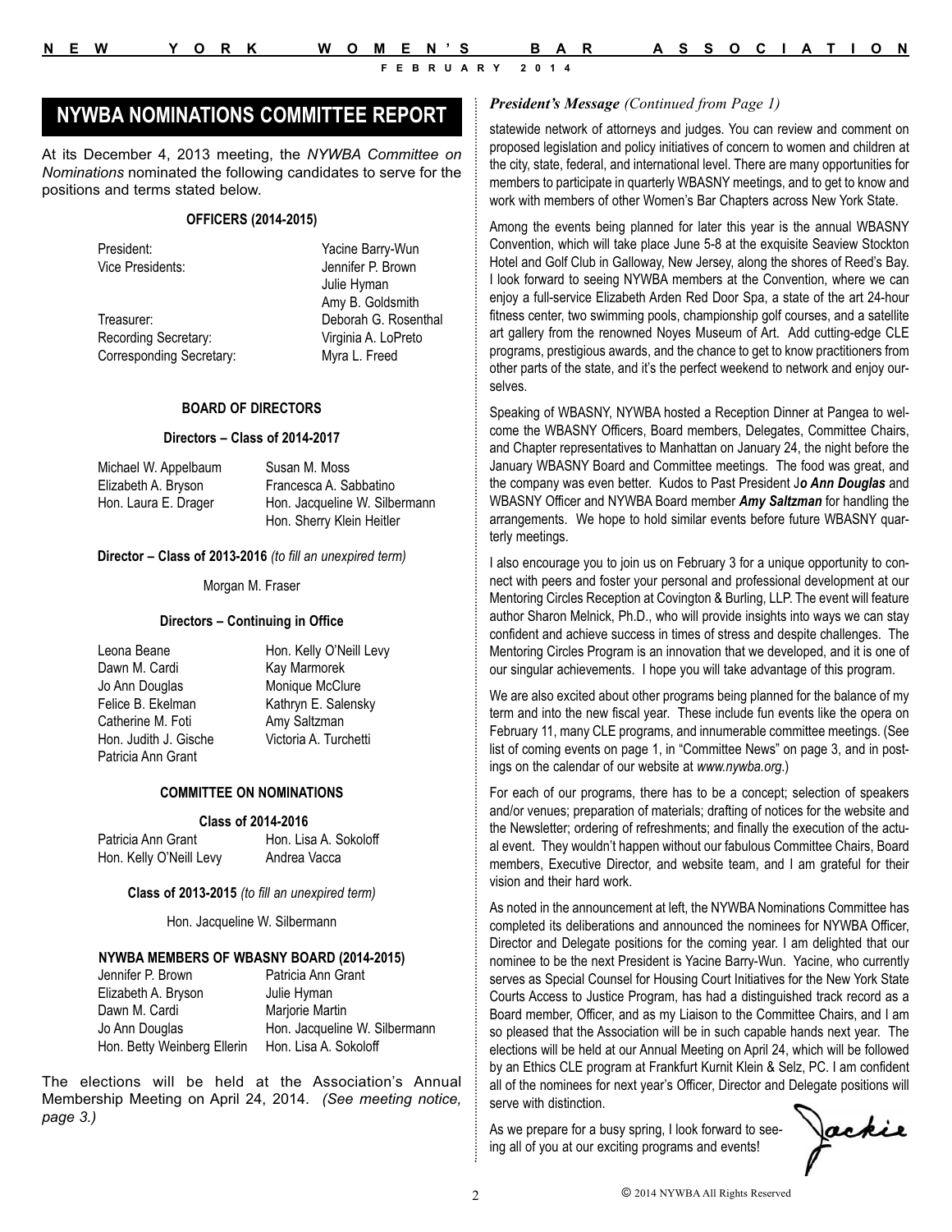## NYWBA NOMINATIONS COMMITTEE REPORT

At its December 4, 2013 meeting, the *NYWBA Committee on Nominations* nominated the following candidates to serve for the positions and terms stated below.

### OFFICERS (2014-2015)

| | |
|---|---|
| President: | Yacine Barry-Wun |
| Vice Presidents: | Jennifer P. Brown |
| | Julie Hyman |
| | Amy B. Goldsmith |
| Treasurer: | Deborah G. Rosenthal |
| Recording Secretary: | Virginia A. LoPreto |
| Corresponding Secretary: | Myra L. Freed |

### BOARD OF DIRECTORS

**Directors – Class of 2014-2017**

| | |
|---|---|
| Michael W. Appelbaum | Susan M. Moss |
| Elizabeth A. Bryson | Francesca A. Sabbatino |
| Hon. Laura E. Drager | Hon. Jacqueline W. Silbermann |
| | Hon. Sherry Klein Heitler |

**Director – Class of 2013-2016** *(to fill an unexpired term)*

Morgan M. Fraser

**Directors – Continuing in Office**

| | |
|---|---|
| Leona Beane | Hon. Kelly O'Neill Levy |
| Dawn M. Cardi | Kay Marmorek |
| Jo Ann Douglas | Monique McClure |
| Felice B. Ekelman | Kathryn E. Salensky |
| Catherine M. Foti | Amy Saltzman |
| Hon. Judith J. Gische | Victoria A. Turchetti |
| Patricia Ann Grant | |

### COMMITTEE ON NOMINATIONS

**Class of 2014-2016**

| | |
|---|---|
| Patricia Ann Grant | Hon. Lisa A. Sokoloff |
| Hon. Kelly O'Neill Levy | Andrea Vacca |

**Class of 2013-2015** *(to fill an unexpired term)*

Hon. Jacqueline W. Silbermann

### NYWBA MEMBERS OF WBASNY BOARD (2014-2015)

| | |
|---|---|
| Jennifer P. Brown | Patricia Ann Grant |
| Elizabeth A. Bryson | Julie Hyman |
| Dawn M. Cardi | Marjorie Martin |
| Jo Ann Douglas | Hon. Jacqueline W. Silbermann |
| Hon. Betty Weinberg Ellerin | Hon. Lisa A. Sokoloff |

The elections will be held at the Association's Annual Membership Meeting on April 24, 2014. *(See meeting notice, page 3.)*

***President's Message** (Continued from Page 1)*

statewide network of attorneys and judges. You can review and comment on proposed legislation and policy initiatives of concern to women and children at the city, state, federal, and international level. There are many opportunities for members to participate in quarterly WBASNY meetings, and to get to know and work with members of other Women's Bar Chapters across New York State.

Among the events being planned for later this year is the annual WBASNY Convention, which will take place June 5-8 at the exquisite Seaview Stockton Hotel and Golf Club in Galloway, New Jersey, along the shores of Reed's Bay. I look forward to seeing NYWBA members at the Convention, where we can enjoy a full-service Elizabeth Arden Red Door Spa, a state of the art 24-hour fitness center, two swimming pools, championship golf courses, and a satellite art gallery from the renowned Noyes Museum of Art. Add cutting-edge CLE programs, prestigious awards, and the chance to get to know practitioners from other parts of the state, and it's the perfect weekend to network and enjoy ourselves.

Speaking of WBASNY, NYWBA hosted a Reception Dinner at Pangea to welcome the WBASNY Officers, Board members, Delegates, Committee Chairs, and Chapter representatives to Manhattan on January 24, the night before the January WBASNY Board and Committee meetings. The food was great, and the company was even better. Kudos to Past President J***o Ann Douglas*** and WBASNY Officer and NYWBA Board member ***Amy Saltzman*** for handling the arrangements. We hope to hold similar events before future WBASNY quarterly meetings.

I also encourage you to join us on February 3 for a unique opportunity to connect with peers and foster your personal and professional development at our Mentoring Circles Reception at Covington & Burling, LLP. The event will feature author Sharon Melnick, Ph.D., who will provide insights into ways we can stay confident and achieve success in times of stress and despite challenges. The Mentoring Circles Program is an innovation that we developed, and it is one of our singular achievements. I hope you will take advantage of this program.

We are also excited about other programs being planned for the balance of my term and into the new fiscal year. These include fun events like the opera on February 11, many CLE programs, and innumerable committee meetings. (See list of coming events on page 1, in "Committee News" on page 3, and in postings on the calendar of our website at *www.nywba.org*.)

For each of our programs, there has to be a concept; selection of speakers and/or venues; preparation of materials; drafting of notices for the website and the Newsletter; ordering of refreshments; and finally the execution of the actual event. They wouldn't happen without our fabulous Committee Chairs, Board members, Executive Director, and website team, and I am grateful for their vision and their hard work.

As noted in the announcement at left, the NYWBA Nominations Committee has completed its deliberations and announced the nominees for NYWBA Officer, Director and Delegate positions for the coming year. I am delighted that our nominee to be the next President is Yacine Barry-Wun. Yacine, who currently serves as Special Counsel for Housing Court Initiatives for the New York State Courts Access to Justice Program, has had a distinguished track record as a Board member, Officer, and as my Liaison to the Committee Chairs, and I am so pleased that the Association will be in such capable hands next year. The elections will be held at our Annual Meeting on April 24, which will be followed by an Ethics CLE program at Frankfurt Kurnit Klein & Selz, PC. I am confident all of the nominees for next year's Officer, Director and Delegate positions will serve with distinction.

As we prepare for a busy spring, I look forward to seeing all of you at our exciting programs and events!

Jackie

© 2014 NYWBA All Rights Reserved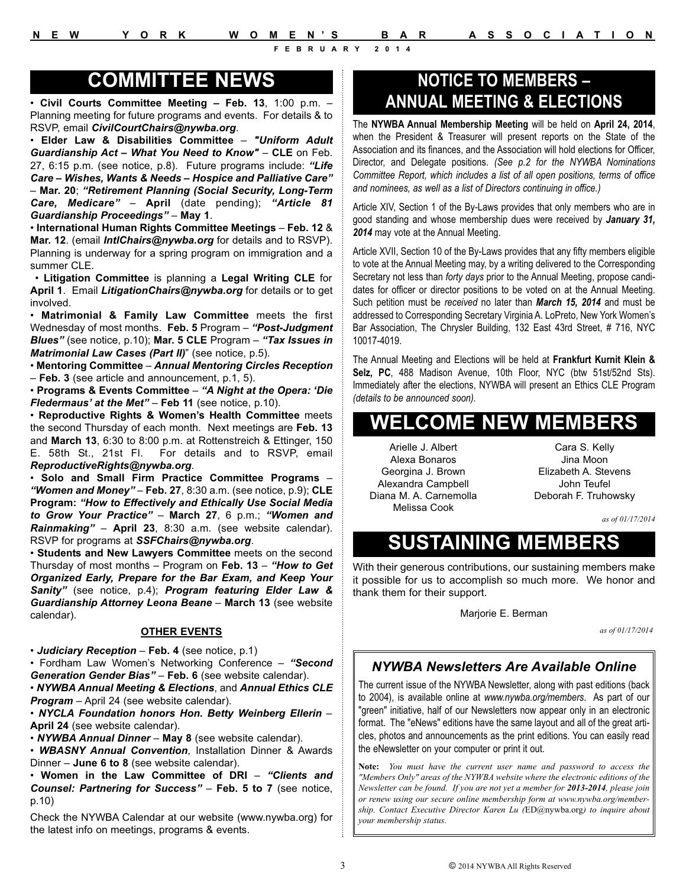# COMMITTEE NEWS

- **Civil Courts Committee Meeting – Feb. 13**, 1:00 p.m. – Planning meeting for future programs and events. For details & to RSVP, email ***CivilCourtChairs@nywba.org***.
- **Elder Law & Disabilities Committee** – ***"Uniform Adult Guardianship Act – What You Need to Know"*** – **CLE** on Feb. 27, 6:15 p.m. (see notice, p.8). Future programs include: ***"Life Care – Wishes, Wants & Needs – Hospice and Palliative Care"*** – **Mar. 20**; ***"Retirement Planning (Social Security, Long-Term Care, Medicare"*** – **April** (date pending); ***"Article 81 Guardianship Proceedings"*** – **May 1**.
- **International Human Rights Committee Meetings** – **Feb. 12** & **Mar. 12**. (email ***IntlChairs@nywba.org*** for details and to RSVP). Planning is underway for a spring program on immigration and a summer CLE.
- **Litigation Committee** is planning a **Legal Writing CLE** for **April 1**. Email ***LitigationChairs@nywba.org*** for details or to get involved.
- **Matrimonial & Family Law Committee** meets the first Wednesday of most months. **Feb. 5** Program – ***"Post-Judgment Blues"*** (see notice, p.10); **Mar. 5 CLE** Program – ***"Tax Issues in Matrimonial Law Cases (Part II)***" (see notice, p.5).
- **Mentoring Committee** – ***Annual Mentoring Circles Reception*** – **Feb. 3** (see article and announcement, p.1, 5).
- **Programs & Events Committee** – ***"A Night at the Opera: 'Die Fledermaus' at the Met"*** – **Feb 11** (see notice, p.10).
- **Reproductive Rights & Women's Health Committee** meets the second Thursday of each month. Next meetings are **Feb. 13** and **March 13**, 6:30 to 8:00 p.m. at Rottenstreich & Ettinger, 150 E. 58th St., 21st Fl. For details and to RSVP, email ***ReproductiveRights@nywba.org***.
- **Solo and Small Firm Practice Committee Programs** – ***"Women and Money"*** – **Feb. 27**, 8:30 a.m. (see notice, p.9); **CLE Program:** ***"How to Effectively and Ethically Use Social Media to Grow Your Practice"*** – **March 27**, 6 p.m.; ***"Women and Rainmaking"*** – **April 23**, 8:30 a.m. (see website calendar). RSVP for programs at ***SSFChairs@nywba.org***.
- **Students and New Lawyers Committee** meets on the second Thursday of most months – Program on **Feb. 13** – ***"How to Get Organized Early, Prepare for the Bar Exam, and Keep Your Sanity"*** (see notice, p.4); ***Program featuring Elder Law & Guardianship Attorney Leona Beane*** – **March 13** (see website calendar).

### OTHER EVENTS

- ***Judiciary Reception*** – **Feb. 4** (see notice, p.1)
- Fordham Law Women's Networking Conference – ***"Second Generation Gender Bias"*** – **Feb. 6** (see website calendar).
- ***NYWBA Annual Meeting & Elections***, and ***Annual Ethics CLE Program*** – April 24 (see website calendar).
- ***NYCLA Foundation honors Hon. Betty Weinberg Ellerin*** – **April 24** (see website calendar).
- ***NYWBA Annual Dinner*** – **May 8** (see website calendar).
- ***WBASNY Annual Convention***, Installation Dinner & Awards Dinner – **June 6 to 8** (see website calendar).
- **Women in the Law Committee of DRI** – ***"Clients and Counsel: Partnering for Success"*** – **Feb. 5 to 7** (see notice, p.10)

Check the NYWBA Calendar at our website (www.nywba.org) for the latest info on meetings, programs & events.

# NOTICE TO MEMBERS – ANNUAL MEETING & ELECTIONS

The **NYWBA Annual Membership Meeting** will be held on **April 24, 2014**, when the President & Treasurer will present reports on the State of the Association and its finances, and the Association will hold elections for Officer, Director, and Delegate positions. *(See p.2 for the NYWBA Nominations Committee Report, which includes a list of all open positions, terms of office and nominees, as well as a list of Directors continuing in office.)*

Article XIV, Section 1 of the By-Laws provides that only members who are in good standing and whose membership dues were received by ***January 31, 2014*** may vote at the Annual Meeting.

Article XVII, Section 10 of the By-Laws provides that any fifty members eligible to vote at the Annual Meeting may, by a writing delivered to the Corresponding Secretary not less than *forty days* prior to the Annual Meeting, propose candidates for officer or director positions to be voted on at the Annual Meeting. Such petition must be *received* no later than ***March 15, 2014*** and must be addressed to Corresponding Secretary Virginia A. LoPreto, New York Women's Bar Association, The Chrysler Building, 132 East 43rd Street, # 716, NYC 10017-4019.

The Annual Meeting and Elections will be held at **Frankfurt Kurnit Klein & Selz, PC**, 488 Madison Avenue, 10th Floor, NYC (btw 51st/52nd Sts). Immediately after the elections, NYWBA will present an Ethics CLE Program *(details to be announced soon)*.

# WELCOME NEW MEMBERS

Arielle J. Albert
Alexa Bonaros
Georgina J. Brown
Alexandra Campbell
Diana M. A. Carnemolla
Melissa Cook
Cara S. Kelly
Jina Moon
Elizabeth A. Stevens
John Teufel
Deborah F. Truhowsky

*as of 01/17/2014*

# SUSTAINING MEMBERS

With their generous contributions, our sustaining members make it possible for us to accomplish so much more. We honor and thank them for their support.

Marjorie E. Berman

*as of 01/17/2014*

### *NYWBA Newsletters Are Available Online*

The current issue of the NYWBA Newsletter, along with past editions (back to 2004), is available online at *www.nywba.org/members*. As part of our "green" initiative, half of our Newsletters now appear only in an electronic format. The "eNews" editions have the same layout and all of the great articles, photos and announcements as the print editions. You can easily read the eNewsletter on your computer or print it out.

**Note:** *You must have the current user name and password to access the "Members Only" areas of the NYWBA website where the electronic editions of the Newsletter can be found. If you are not yet a member for **2013-2014**, please join or renew using our secure online membership form at www.nywba.org/membership. Contact Executive Director Karen Lu (*ED@nywba.org*) to inquire about your membership status.*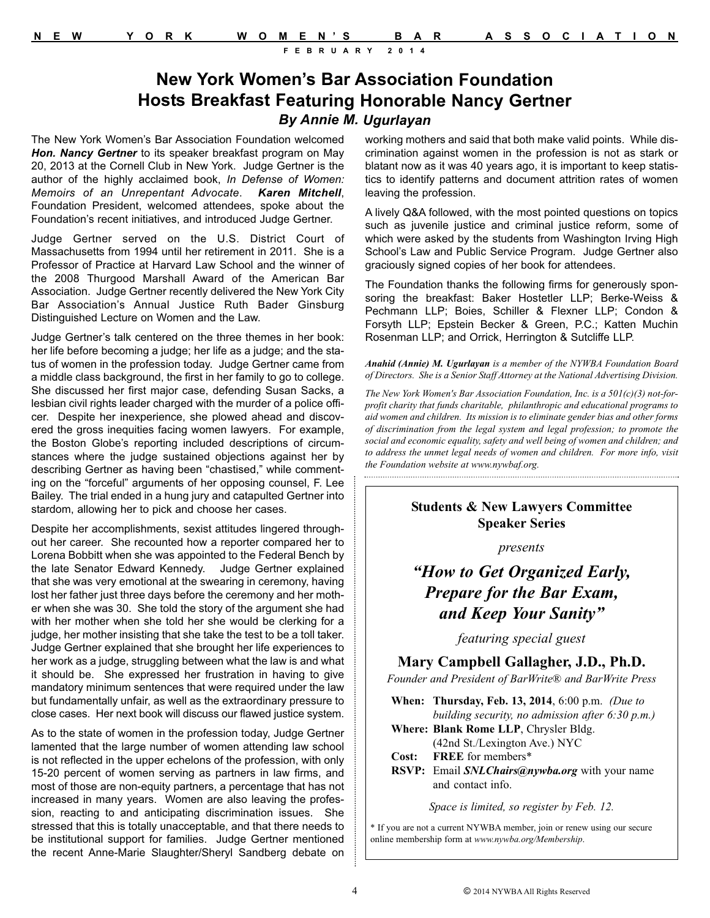# New York Women's Bar Association Foundation Hosts Breakfast Featuring Honorable Nancy Gertner

***By Annie M. Ugurlayan***

The New York Women's Bar Association Foundation welcomed ***Hon. Nancy Gertner*** to its speaker breakfast program on May 20, 2013 at the Cornell Club in New York. Judge Gertner is the author of the highly acclaimed book, *In Defense of Women: Memoirs of an Unrepentant Advocate*. ***Karen Mitchell***, Foundation President, welcomed attendees, spoke about the Foundation's recent initiatives, and introduced Judge Gertner.

Judge Gertner served on the U.S. District Court of Massachusetts from 1994 until her retirement in 2011. She is a Professor of Practice at Harvard Law School and the winner of the 2008 Thurgood Marshall Award of the American Bar Association. Judge Gertner recently delivered the New York City Bar Association's Annual Justice Ruth Bader Ginsburg Distinguished Lecture on Women and the Law.

Judge Gertner's talk centered on the three themes in her book: her life before becoming a judge; her life as a judge; and the status of women in the profession today. Judge Gertner came from a middle class background, the first in her family to go to college. She discussed her first major case, defending Susan Sacks, a lesbian civil rights leader charged with the murder of a police officer. Despite her inexperience, she plowed ahead and discovered the gross inequities facing women lawyers. For example, the Boston Globe's reporting included descriptions of circumstances where the judge sustained objections against her by describing Gertner as having been "chastised," while commenting on the "forceful" arguments of her opposing counsel, F. Lee Bailey. The trial ended in a hung jury and catapulted Gertner into stardom, allowing her to pick and choose her cases.

Despite her accomplishments, sexist attitudes lingered throughout her career. She recounted how a reporter compared her to Lorena Bobbitt when she was appointed to the Federal Bench by the late Senator Edward Kennedy. Judge Gertner explained that she was very emotional at the swearing in ceremony, having lost her father just three days before the ceremony and her mother when she was 30. She told the story of the argument she had with her mother when she told her she would be clerking for a judge, her mother insisting that she take the test to be a toll taker. Judge Gertner explained that she brought her life experiences to her work as a judge, struggling between what the law is and what it should be. She expressed her frustration in having to give mandatory minimum sentences that were required under the law but fundamentally unfair, as well as the extraordinary pressure to close cases. Her next book will discuss our flawed justice system.

As to the state of women in the profession today, Judge Gertner lamented that the large number of women attending law school is not reflected in the upper echelons of the profession, with only 15-20 percent of women serving as partners in law firms, and most of those are non-equity partners, a percentage that has not increased in many years. Women are also leaving the profession, reacting to and anticipating discrimination issues. She stressed that this is totally unacceptable, and that there needs to be institutional support for families. Judge Gertner mentioned the recent Anne-Marie Slaughter/Sheryl Sandberg debate on working mothers and said that both make valid points. While discrimination against women in the profession is not as stark or blatant now as it was 40 years ago, it is important to keep statistics to identify patterns and document attrition rates of women leaving the profession.

A lively Q&A followed, with the most pointed questions on topics such as juvenile justice and criminal justice reform, some of which were asked by the students from Washington Irving High School's Law and Public Service Program. Judge Gertner also graciously signed copies of her book for attendees.

The Foundation thanks the following firms for generously sponsoring the breakfast: Baker Hostetler LLP; Berke-Weiss & Pechmann LLP; Boies, Schiller & Flexner LLP; Condon & Forsyth LLP; Epstein Becker & Green, P.C.; Katten Muchin Rosenman LLP; and Orrick, Herrington & Sutcliffe LLP.

***Anahid (Annie) M. Ugurlayan*** *is a member of the NYWBA Foundation Board of Directors. She is a Senior Staff Attorney at the National Advertising Division.*

*The New York Women's Bar Association Foundation, Inc. is a 501(c)(3) not-for-profit charity that funds charitable, philanthropic and educational programs to aid women and children. Its mission is to eliminate gender bias and other forms of discrimination from the legal system and legal profession; to promote the social and economic equality, safety and well being of women and children; and to address the unmet legal needs of women and children. For more info, visit the Foundation website at www.nywbaf.org.*

---

**Students & New Lawyers Committee Speaker Series**

*presents*

## *"How to Get Organized Early, Prepare for the Bar Exam, and Keep Your Sanity"*

*featuring special guest*

### Mary Campbell Gallagher, J.D., Ph.D.

*Founder and President of BarWrite® and BarWrite Press*

**When:** **Thursday, Feb. 13, 2014**, 6:00 p.m. *(Due to building security, no admission after 6:30 p.m.)*

**Where:** **Blank Rome LLP**, Chrysler Bldg. (42nd St./Lexington Ave.) NYC

**Cost:** **FREE** for members*

**RSVP:** Email ***SNLChairs@nywba.org*** with your name and contact info.

*Space is limited, so register by Feb. 12.*

* If you are not a current NYWBA member, join or renew using our secure online membership form at *www.nywba.org/Membership*.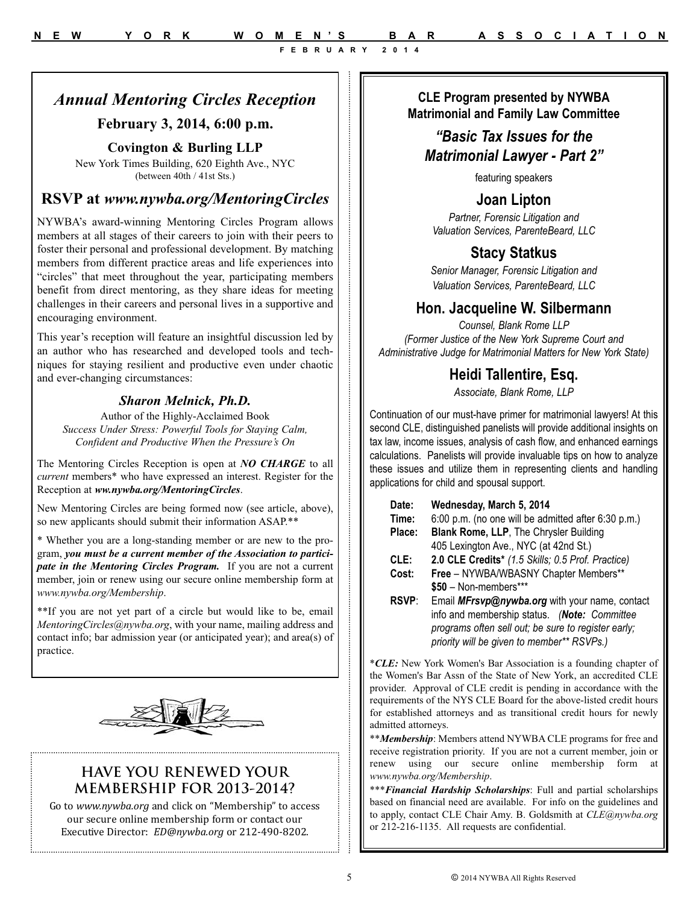## *Annual Mentoring Circles Reception*

### February 3, 2014, 6:00 p.m.

**Covington & Burling LLP**

New York Times Building, 620 Eighth Ave., NYC
(between 40th / 41st Sts.)

## RSVP at *www.nywba.org/MentoringCircles*

NYWBA's award-winning Mentoring Circles Program allows members at all stages of their careers to join with their peers to foster their personal and professional development. By matching members from different practice areas and life experiences into "circles" that meet throughout the year, participating members benefit from direct mentoring, as they share ideas for meeting challenges in their careers and personal lives in a supportive and encouraging environment.

This year's reception will feature an insightful discussion led by an author who has researched and developed tools and techniques for staying resilient and productive even under chaotic and ever-changing circumstances:

### *Sharon Melnick, Ph.D.*

Author of the Highly-Acclaimed Book
*Success Under Stress: Powerful Tools for Staying Calm, Confident and Productive When the Pressure's On*

The Mentoring Circles Reception is open at ***NO CHARGE*** to all *current* members* who have expressed an interest. Register for the Reception at ***ww.nywba.org/MentoringCircles***.

New Mentoring Circles are being formed now (see article, above), so new applicants should submit their information ASAP.**

* Whether you are a long-standing member or are new to the program, ***you must be a current member of the Association to participate in the Mentoring Circles Program.*** If you are not a current member, join or renew using our secure online membership form at *www.nywba.org/Membership*.

**If you are not yet part of a circle but would like to be, email *MentoringCircles@nywba.org*, with your name, mailing address and contact info; bar admission year (or anticipated year); and area(s) of practice.

## HAVE YOU RENEWED YOUR MEMBERSHIP FOR 2013-2014?

Go to *www.nywba.org* and click on "Membership" to access our secure online membership form or contact our Executive Director: *ED@nywba.org* or 212-490-8202.

**CLE Program presented by NYWBA Matrimonial and Family Law Committee**

## *"Basic Tax Issues for the Matrimonial Lawyer - Part 2"*

featuring speakers

### Joan Lipton

*Partner, Forensic Litigation and Valuation Services, ParenteBeard, LLC*

### Stacy Statkus

*Senior Manager, Forensic Litigation and Valuation Services, ParenteBeard, LLC*

### Hon. Jacqueline W. Silbermann

*Counsel, Blank Rome LLP*
*(Former Justice of the New York Supreme Court and Administrative Judge for Matrimonial Matters for New York State)*

### Heidi Tallentire, Esq.

*Associate, Blank Rome, LLP*

Continuation of our must-have primer for matrimonial lawyers! At this second CLE, distinguished panelists will provide additional insights on tax law, income issues, analysis of cash flow, and enhanced earnings calculations. Panelists will provide invaluable tips on how to analyze these issues and utilize them in representing clients and handling applications for child and spousal support.

**Date:** **Wednesday, March 5, 2014**
**Time:** 6:00 p.m. (no one will be admitted after 6:30 p.m.)
**Place:** **Blank Rome, LLP**, The Chrysler Building, 405 Lexington Ave., NYC (at 42nd St.)
**CLE:** **2.0 CLE Credits*** *(1.5 Skills; 0.5 Prof. Practice)*
**Cost:** **Free** – NYWBA/WBASNY Chapter Members**
**$50** – Non-members***
**RSVP**: Email ***MFrsvp@nywba.org*** with your name, contact info and membership status. *(**Note:** Committee programs often sell out; be sure to register early; priority will be given to member** RSVPs.)*

****CLE:*** New York Women's Bar Association is a founding chapter of the Women's Bar Assn of the State of New York, an accredited CLE provider. Approval of CLE credit is pending in accordance with the requirements of the NYS CLE Board for the above-listed credit hours for established attorneys and as transitional credit hours for newly admitted attorneys.

*****Membership***: Members attend NYWBA CLE programs for free and receive registration priority. If you are not a current member, join or renew using our secure online membership form at *www.nywba.org/Membership*.

******Financial Hardship Scholarships***: Full and partial scholarships based on financial need are available. For info on the guidelines and to apply, contact CLE Chair Amy. B. Goldsmith at *CLE@nywba.org* or 212-216-1135. All requests are confidential.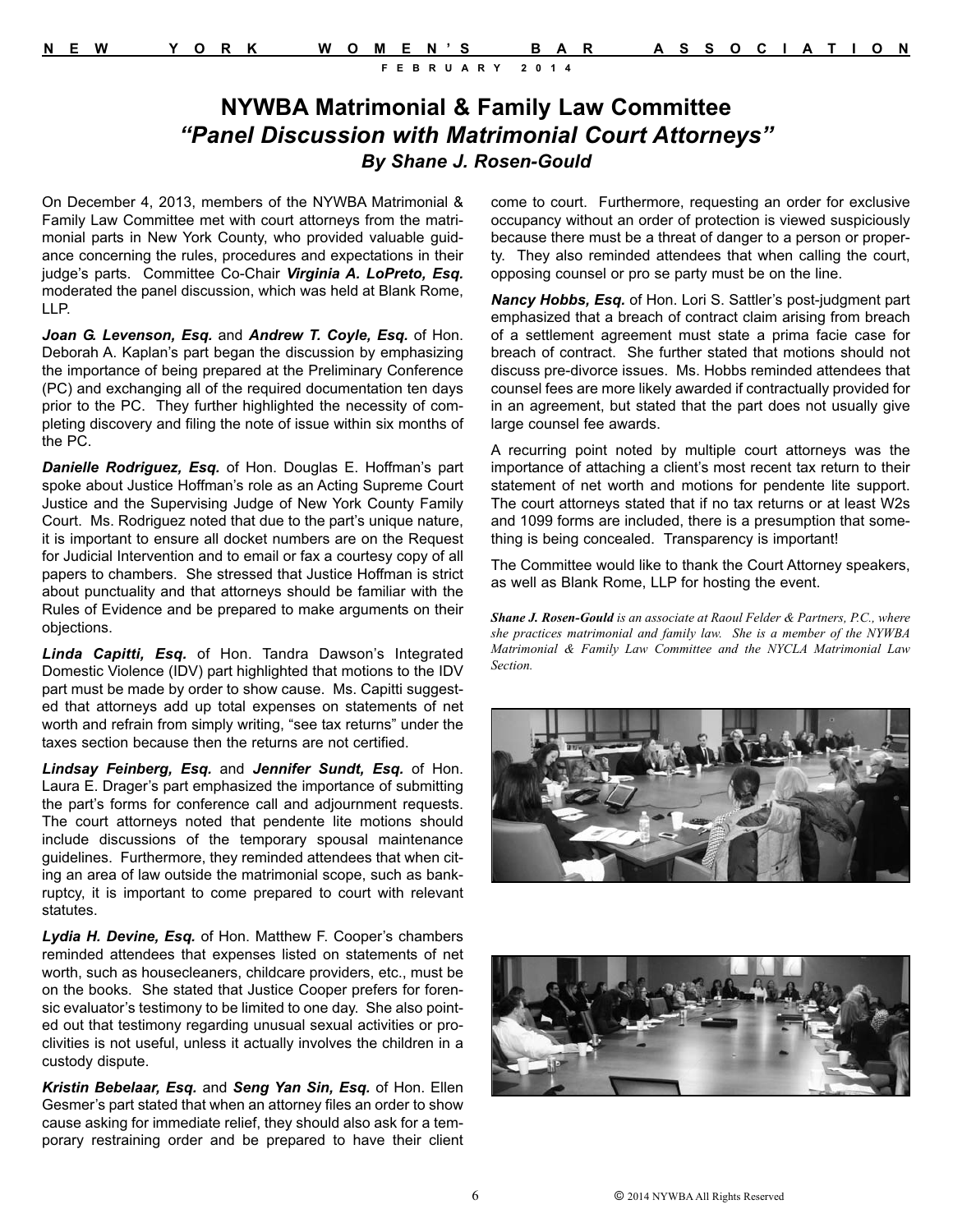# NYWBA Matrimonial & Family Law Committee

## *"Panel Discussion with Matrimonial Court Attorneys"*

### *By Shane J. Rosen-Gould*

On December 4, 2013, members of the NYWBA Matrimonial & Family Law Committee met with court attorneys from the matrimonial parts in New York County, who provided valuable guidance concerning the rules, procedures and expectations in their judge's parts. Committee Co-Chair ***Virginia A. LoPreto, Esq.*** moderated the panel discussion, which was held at Blank Rome, LLP.

***Joan G. Levenson, Esq.*** and ***Andrew T. Coyle, Esq.*** of Hon. Deborah A. Kaplan's part began the discussion by emphasizing the importance of being prepared at the Preliminary Conference (PC) and exchanging all of the required documentation ten days prior to the PC. They further highlighted the necessity of completing discovery and filing the note of issue within six months of the PC.

***Danielle Rodriguez, Esq.*** of Hon. Douglas E. Hoffman's part spoke about Justice Hoffman's role as an Acting Supreme Court Justice and the Supervising Judge of New York County Family Court. Ms. Rodriguez noted that due to the part's unique nature, it is important to ensure all docket numbers are on the Request for Judicial Intervention and to email or fax a courtesy copy of all papers to chambers. She stressed that Justice Hoffman is strict about punctuality and that attorneys should be familiar with the Rules of Evidence and be prepared to make arguments on their objections.

***Linda Capitti, Esq.*** of Hon. Tandra Dawson's Integrated Domestic Violence (IDV) part highlighted that motions to the IDV part must be made by order to show cause. Ms. Capitti suggested that attorneys add up total expenses on statements of net worth and refrain from simply writing, "see tax returns" under the taxes section because then the returns are not certified.

***Lindsay Feinberg, Esq.*** and ***Jennifer Sundt, Esq.*** of Hon. Laura E. Drager's part emphasized the importance of submitting the part's forms for conference call and adjournment requests. The court attorneys noted that pendente lite motions should include discussions of the temporary spousal maintenance guidelines. Furthermore, they reminded attendees that when citing an area of law outside the matrimonial scope, such as bankruptcy, it is important to come prepared to court with relevant statutes.

***Lydia H. Devine, Esq.*** of Hon. Matthew F. Cooper's chambers reminded attendees that expenses listed on statements of net worth, such as housecleaners, childcare providers, etc., must be on the books. She stated that Justice Cooper prefers for forensic evaluator's testimony to be limited to one day. She also pointed out that testimony regarding unusual sexual activities or proclivities is not useful, unless it actually involves the children in a custody dispute.

***Kristin Bebelaar, Esq.*** and ***Seng Yan Sin, Esq.*** of Hon. Ellen Gesmer's part stated that when an attorney files an order to show cause asking for immediate relief, they should also ask for a temporary restraining order and be prepared to have their client come to court. Furthermore, requesting an order for exclusive occupancy without an order of protection is viewed suspiciously because there must be a threat of danger to a person or property. They also reminded attendees that when calling the court, opposing counsel or pro se party must be on the line.

***Nancy Hobbs, Esq.*** of Hon. Lori S. Sattler's post-judgment part emphasized that a breach of contract claim arising from breach of a settlement agreement must state a prima facie case for breach of contract. She further stated that motions should not discuss pre-divorce issues. Ms. Hobbs reminded attendees that counsel fees are more likely awarded if contractually provided for in an agreement, but stated that the part does not usually give large counsel fee awards.

A recurring point noted by multiple court attorneys was the importance of attaching a client's most recent tax return to their statement of net worth and motions for pendente lite support. The court attorneys stated that if no tax returns or at least W2s and 1099 forms are included, there is a presumption that something is being concealed. Transparency is important!

The Committee would like to thank the Court Attorney speakers, as well as Blank Rome, LLP for hosting the event.

***Shane J. Rosen-Gould*** *is an associate at Raoul Felder & Partners, P.C., where she practices matrimonial and family law. She is a member of the NYWBA Matrimonial & Family Law Committee and the NYCLA Matrimonial Law Section.*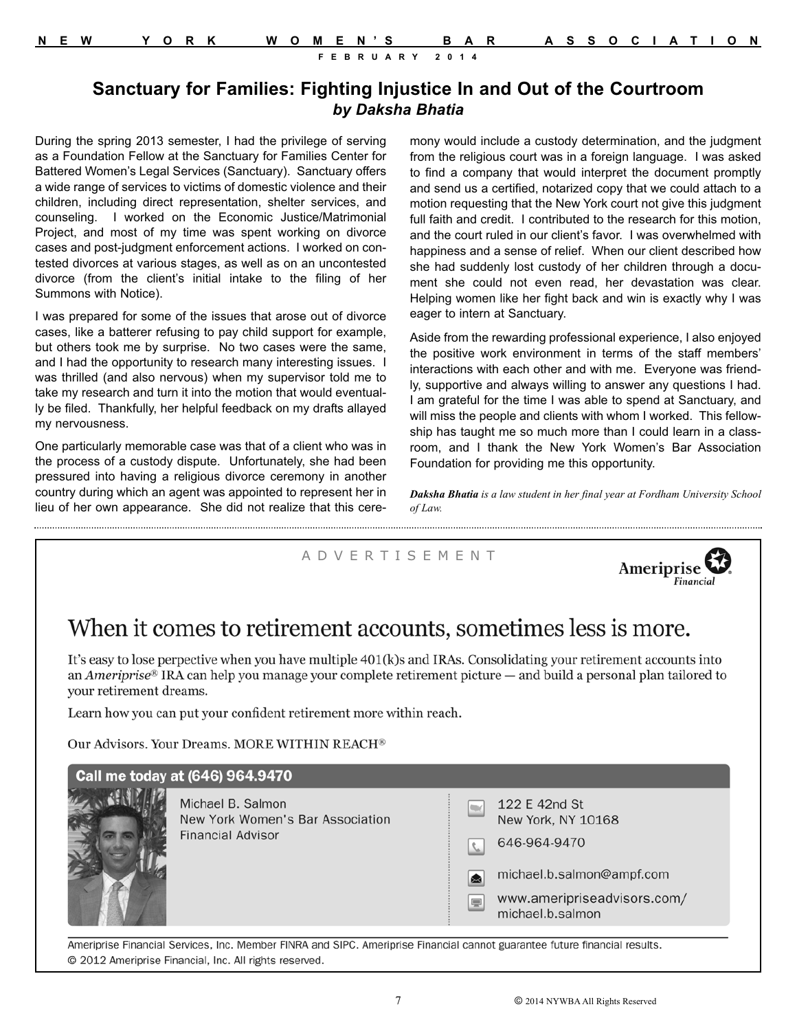# Sanctuary for Families: Fighting Injustice In and Out of the Courtroom

***by Daksha Bhatia***

During the spring 2013 semester, I had the privilege of serving as a Foundation Fellow at the Sanctuary for Families Center for Battered Women's Legal Services (Sanctuary). Sanctuary offers a wide range of services to victims of domestic violence and their children, including direct representation, shelter services, and counseling. I worked on the Economic Justice/Matrimonial Project, and most of my time was spent working on divorce cases and post-judgment enforcement actions. I worked on contested divorces at various stages, as well as on an uncontested divorce (from the client's initial intake to the filing of her Summons with Notice).

I was prepared for some of the issues that arose out of divorce cases, like a batterer refusing to pay child support for example, but others took me by surprise. No two cases were the same, and I had the opportunity to research many interesting issues. I was thrilled (and also nervous) when my supervisor told me to take my research and turn it into the motion that would eventually be filed. Thankfully, her helpful feedback on my drafts allayed my nervousness.

One particularly memorable case was that of a client who was in the process of a custody dispute. Unfortunately, she had been pressured into having a religious divorce ceremony in another country during which an agent was appointed to represent her in lieu of her own appearance. She did not realize that this ceremony would include a custody determination, and the judgment from the religious court was in a foreign language. I was asked to find a company that would interpret the document promptly and send us a certified, notarized copy that we could attach to a motion requesting that the New York court not give this judgment full faith and credit. I contributed to the research for this motion, and the court ruled in our client's favor. I was overwhelmed with happiness and a sense of relief. When our client described how she had suddenly lost custody of her children through a document she could not even read, her devastation was clear. Helping women like her fight back and win is exactly why I was eager to intern at Sanctuary.

Aside from the rewarding professional experience, I also enjoyed the positive work environment in terms of the staff members' interactions with each other and with me. Everyone was friendly, supportive and always willing to answer any questions I had. I am grateful for the time I was able to spend at Sanctuary, and will miss the people and clients with whom I worked. This fellowship has taught me so much more than I could learn in a classroom, and I thank the New York Women's Bar Association Foundation for providing me this opportunity.

***Daksha Bhatia*** *is a law student in her final year at Fordham University School of Law.*

---

ADVERTISEMENT

Ameriprise Financial

## When it comes to retirement accounts, sometimes less is more.

It's easy to lose perpective when you have multiple 401(k)s and IRAs. Consolidating your retirement accounts into an *Ameriprise*® IRA can help you manage your complete retirement picture — and build a personal plan tailored to your retirement dreams.

Learn how you can put your confident retirement more within reach.

Our Advisors. Your Dreams. MORE WITHIN REACH®

**Call me today at (646) 964.9470**

Michael B. Salmon
New York Women's Bar Association
Financial Advisor

122 E 42nd St
New York, NY 10168

646-964-9470

michael.b.salmon@ampf.com

www.ameripriseadvisors.com/michael.b.salmon

Ameriprise Financial Services, Inc. Member FINRA and SIPC. Ameriprise Financial cannot guarantee future financial results.
© 2012 Ameriprise Financial, Inc. All rights reserved.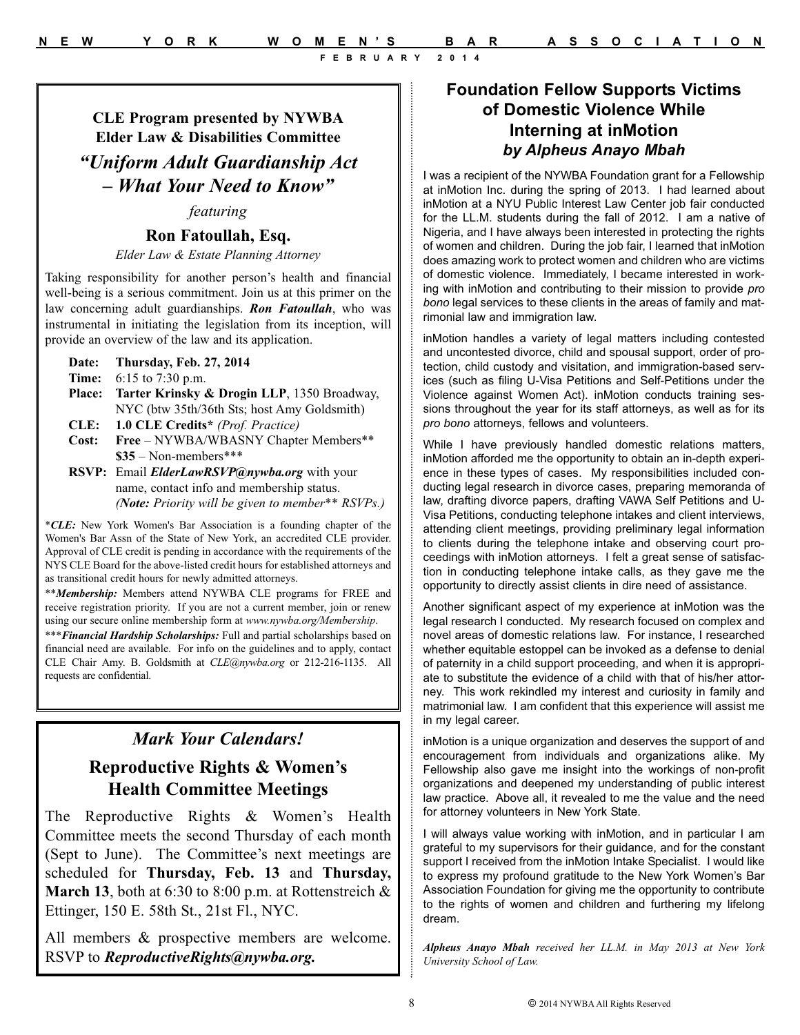## CLE Program presented by NYWBA Elder Law & Disabilities Committee

## *"Uniform Adult Guardianship Act – What Your Need to Know"*

*featuring*

### Ron Fatoullah, Esq.

*Elder Law & Estate Planning Attorney*

Taking responsibility for another person's health and financial well-being is a serious commitment. Join us at this primer on the law concerning adult guardianships. ***Ron Fatoullah***, who was instrumental in initiating the legislation from its inception, will provide an overview of the law and its application.

**Date:** **Thursday, Feb. 27, 2014**
**Time:** 6:15 to 7:30 p.m.
**Place:** **Tarter Krinsky & Drogin LLP**, 1350 Broadway, NYC (btw 35th/36th Sts; host Amy Goldsmith)
**CLE:** **1.0 CLE Credits*** *(Prof. Practice)*
**Cost:** **Free** – NYWBA/WBASNY Chapter Members**
**$35** – Non-members***
**RSVP:** Email ***ElderLawRSVP@nywba.org*** with your name, contact info and membership status. *(**Note:** Priority will be given to member** RSVPs.)*

****CLE:*** New York Women's Bar Association is a founding chapter of the Women's Bar Assn of the State of New York, an accredited CLE provider. Approval of CLE credit is pending in accordance with the requirements of the NYS CLE Board for the above-listed credit hours for established attorneys and as transitional credit hours for newly admitted attorneys.

*****Membership:*** Members attend NYWBA CLE programs for FREE and receive registration priority. If you are not a current member, join or renew using our secure online membership form at *www.nywba.org/Membership*.

******Financial Hardship Scholarships:*** Full and partial scholarships based on financial need are available. For info on the guidelines and to apply, contact CLE Chair Amy. B. Goldsmith at *CLE@nywba.org* or 212-216-1135. All requests are confidential.

## *Mark Your Calendars!*

## Reproductive Rights & Women's Health Committee Meetings

The Reproductive Rights & Women's Health Committee meets the second Thursday of each month (Sept to June). The Committee's next meetings are scheduled for **Thursday, Feb. 13** and **Thursday, March 13**, both at 6:30 to 8:00 p.m. at Rottenstreich & Ettinger, 150 E. 58th St., 21st Fl., NYC.

All members & prospective members are welcome. RSVP to ***ReproductiveRights@nywba.org.***

## Foundation Fellow Supports Victims of Domestic Violence While Interning at inMotion

### *by Alpheus Anayo Mbah*

I was a recipient of the NYWBA Foundation grant for a Fellowship at inMotion Inc. during the spring of 2013. I had learned about inMotion at a NYU Public Interest Law Center job fair conducted for the LL.M. students during the fall of 2012. I am a native of Nigeria, and I have always been interested in protecting the rights of women and children. During the job fair, I learned that inMotion does amazing work to protect women and children who are victims of domestic violence. Immediately, I became interested in working with inMotion and contributing to their mission to provide *pro bono* legal services to these clients in the areas of family and matrimonial law and immigration law.

inMotion handles a variety of legal matters including contested and uncontested divorce, child and spousal support, order of protection, child custody and visitation, and immigration-based services (such as filing U-Visa Petitions and Self-Petitions under the Violence against Women Act). inMotion conducts training sessions throughout the year for its staff attorneys, as well as for its *pro bono* attorneys, fellows and volunteers.

While I have previously handled domestic relations matters, inMotion afforded me the opportunity to obtain an in-depth experience in these types of cases. My responsibilities included conducting legal research in divorce cases, preparing memoranda of law, drafting divorce papers, drafting VAWA Self Petitions and U-Visa Petitions, conducting telephone intakes and client interviews, attending client meetings, providing preliminary legal information to clients during the telephone intake and observing court proceedings with inMotion attorneys. I felt a great sense of satisfaction in conducting telephone intake calls, as they gave me the opportunity to directly assist clients in dire need of assistance.

Another significant aspect of my experience at inMotion was the legal research I conducted. My research focused on complex and novel areas of domestic relations law. For instance, I researched whether equitable estoppel can be invoked as a defense to denial of paternity in a child support proceeding, and when it is appropriate to substitute the evidence of a child with that of his/her attorney. This work rekindled my interest and curiosity in family and matrimonial law. I am confident that this experience will assist me in my legal career.

inMotion is a unique organization and deserves the support of and encouragement from individuals and organizations alike. My Fellowship also gave me insight into the workings of non-profit organizations and deepened my understanding of public interest law practice. Above all, it revealed to me the value and the need for attorney volunteers in New York State.

I will always value working with inMotion, and in particular I am grateful to my supervisors for their guidance, and for the constant support I received from the inMotion Intake Specialist. I would like to express my profound gratitude to the New York Women's Bar Association Foundation for giving me the opportunity to contribute to the rights of women and children and furthering my lifelong dream.

***Alpheus Anayo Mbah** received her LL.M. in May 2013 at New York University School of Law.*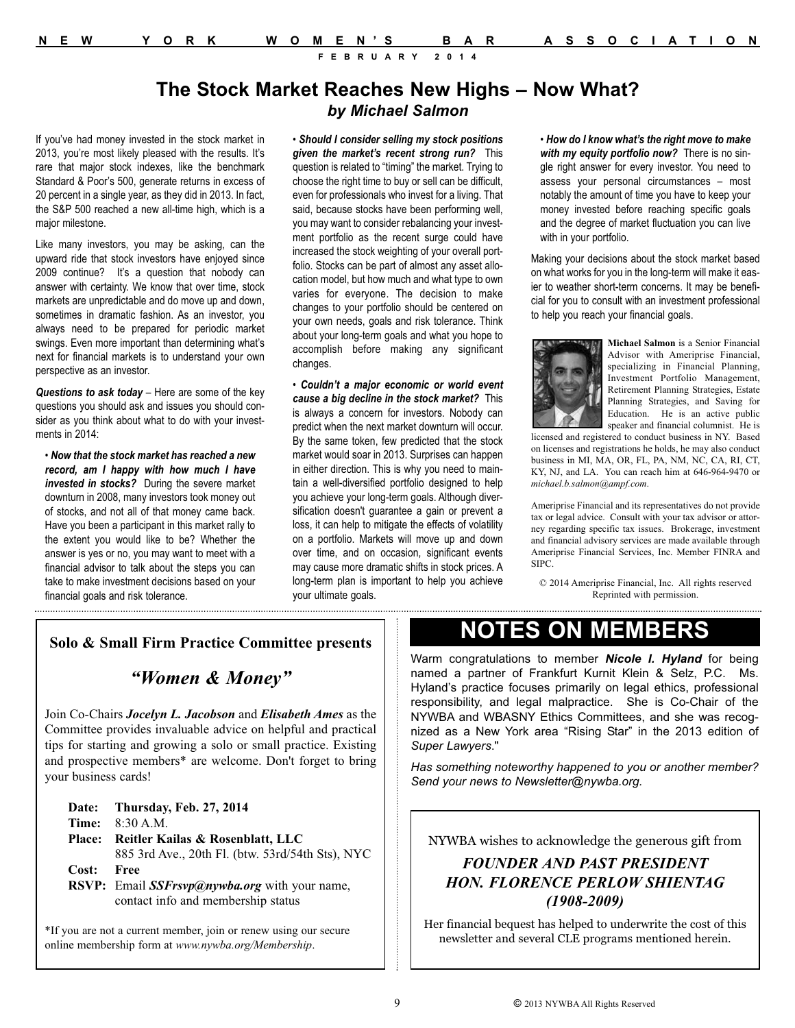# The Stock Market Reaches New Highs – Now What?

***by Michael Salmon***

If you've had money invested in the stock market in 2013, you're most likely pleased with the results. It's rare that major stock indexes, like the benchmark Standard & Poor's 500, generate returns in excess of 20 percent in a single year, as they did in 2013. In fact, the S&P 500 reached a new all-time high, which is a major milestone.

Like many investors, you may be asking, can the upward ride that stock investors have enjoyed since 2009 continue? It's a question that nobody can answer with certainty. We know that over time, stock markets are unpredictable and do move up and down, sometimes in dramatic fashion. As an investor, you always need to be prepared for periodic market swings. Even more important than determining what's next for financial markets is to understand your own perspective as an investor.

***Questions to ask today*** – Here are some of the key questions you should ask and issues you should consider as you think about what to do with your investments in 2014:

- ***Now that the stock market has reached a new record, am I happy with how much I have invested in stocks?*** During the severe market downturn in 2008, many investors took money out of stocks, and not all of that money came back. Have you been a participant in this market rally to the extent you would like to be? Whether the answer is yes or no, you may want to meet with a financial advisor to talk about the steps you can take to make investment decisions based on your financial goals and risk tolerance.

- ***Should I consider selling my stock positions given the market's recent strong run?*** This question is related to "timing" the market. Trying to choose the right time to buy or sell can be difficult, even for professionals who invest for a living. That said, because stocks have been performing well, you may want to consider rebalancing your investment portfolio as the recent surge could have increased the stock weighting of your overall portfolio. Stocks can be part of almost any asset allocation model, but how much and what type to own varies for everyone. The decision to make changes to your portfolio should be centered on your own needs, goals and risk tolerance. Think about your long-term goals and what you hope to accomplish before making any significant changes.

- ***Couldn't a major economic or world event cause a big decline in the stock market?*** This is always a concern for investors. Nobody can predict when the next market downturn will occur. By the same token, few predicted that the stock market would soar in 2013. Surprises can happen in either direction. This is why you need to maintain a well-diversified portfolio designed to help you achieve your long-term goals. Although diversification doesn't guarantee a gain or prevent a loss, it can help to mitigate the effects of volatility on a portfolio. Markets will move up and down over time, and on occasion, significant events may cause more dramatic shifts in stock prices. A long-term plan is important to help you achieve your ultimate goals.

- ***How do I know what's the right move to make with my equity portfolio now?*** There is no single right answer for every investor. You need to assess your personal circumstances – most notably the amount of time you have to keep your money invested before reaching specific goals and the degree of market fluctuation you can live with in your portfolio.

Making your decisions about the stock market based on what works for you in the long-term will make it easier to weather short-term concerns. It may be beneficial for you to consult with an investment professional to help you reach your financial goals.

**Michael Salmon** is a Senior Financial Advisor with Ameriprise Financial, specializing in Financial Planning, Investment Portfolio Management, Retirement Planning Strategies, Estate Planning Strategies, and Saving for Education. He is an active public speaker and financial columnist. He is licensed and registered to conduct business in NY. Based on licenses and registrations he holds, he may also conduct business in MI, MA, OR, FL, PA, NM, NC, CA, RI, CT, KY, NJ, and LA. You can reach him at 646-964-9470 or *michael.b.salmon@ampf.com*.

Ameriprise Financial and its representatives do not provide tax or legal advice. Consult with your tax advisor or attorney regarding specific tax issues. Brokerage, investment and financial advisory services are made available through Ameriprise Financial Services, Inc. Member FINRA and SIPC.

© 2014 Ameriprise Financial, Inc. All rights reserved
Reprinted with permission.

---

**Solo & Small Firm Practice Committee presents**

## *"Women & Money"*

Join Co-Chairs ***Jocelyn L. Jacobson*** and ***Elisabeth Ames*** as the Committee provides invaluable advice on helpful and practical tips for starting and growing a solo or small practice. Existing and prospective members* are welcome. Don't forget to bring your business cards!

**Date:** **Thursday, Feb. 27, 2014**
**Time:** 8:30 A.M.
**Place:** **Reitler Kailas & Rosenblatt, LLC**
885 3rd Ave., 20th Fl. (btw. 53rd/54th Sts), NYC
**Cost:** **Free**
**RSVP:** Email ***SSFrsvp@nywba.org*** with your name, contact info and membership status

*If you are not a current member, join or renew using our secure online membership form at *www.nywba.org/Membership*.

# NOTES ON MEMBERS

Warm congratulations to member ***Nicole I. Hyland*** for being named a partner of Frankfurt Kurnit Klein & Selz, P.C. Ms. Hyland's practice focuses primarily on legal ethics, professional responsibility, and legal malpractice. She is Co-Chair of the NYWBA and WBASNY Ethics Committees, and she was recognized as a New York area "Rising Star" in the 2013 edition of *Super Lawyers*."

*Has something noteworthy happened to you or another member? Send your news to Newsletter@nywba.org.*

NYWBA wishes to acknowledge the generous gift from

***FOUNDER AND PAST PRESIDENT HON. FLORENCE PERLOW SHIENTAG (1908-2009)***

Her financial bequest has helped to underwrite the cost of this newsletter and several CLE programs mentioned herein.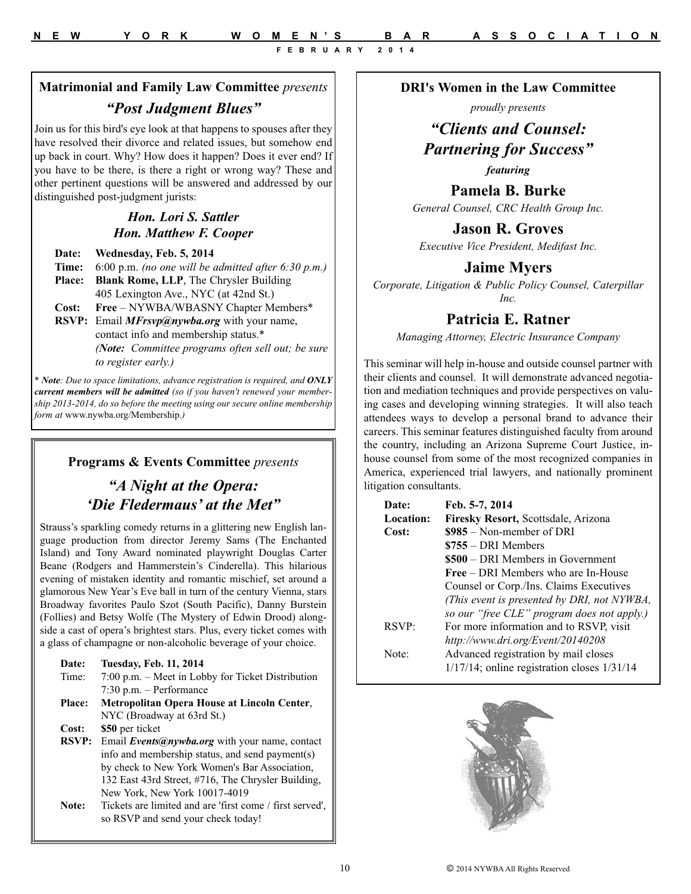**Matrimonial and Family Law Committee** *presents*

## *"Post Judgment Blues"*

Join us for this bird's eye look at that happens to spouses after they have resolved their divorce and related issues, but somehow end up back in court. Why? How does it happen? Does it ever end? If you have to be there, is there a right or wrong way? These and other pertinent questions will be answered and addressed by our distinguished post-judgment jurists:

***Hon. Lori S. Sattler***
***Hon. Matthew F. Cooper***

**Date:** **Wednesday, Feb. 5, 2014**
**Time:** 6:00 p.m. *(no one will be admitted after 6:30 p.m.)*
**Place:** **Blank Rome, LLP**, The Chrysler Building 405 Lexington Ave., NYC (at 42nd St.)
**Cost:** **Free** – NYWBA/WBASNY Chapter Members*
**RSVP:** Email ***MFrsvp@nywba.org*** with your name, contact info and membership status.* *(**Note:** Committee programs often sell out; be sure to register early.)*

*\* **Note**: Due to space limitations, advance registration is required, and **ONLY current members will be admitted** (so if you haven't renewed your membership 2013-2014, do so before the meeting using our secure online membership form at* www.nywba.org/Membership*.)*

---

**Programs & Events Committee** *presents*

## *"A Night at the Opera: 'Die Fledermaus' at the Met"*

Strauss's sparkling comedy returns in a glittering new English language production from director Jeremy Sams (The Enchanted Island) and Tony Award nominated playwright Douglas Carter Beane (Rodgers and Hammerstein's Cinderella). This hilarious evening of mistaken identity and romantic mischief, set around a glamorous New Year's Eve ball in turn of the century Vienna, stars Broadway favorites Paulo Szot (South Pacific), Danny Burstein (Follies) and Betsy Wolfe (The Mystery of Edwin Drood) alongside a cast of opera's brightest stars. Plus, every ticket comes with a glass of champagne or non-alcoholic beverage of your choice.

**Date:** **Tuesday, Feb. 11, 2014**
Time: 7:00 p.m. – Meet in Lobby for Ticket Distribution
7:30 p.m. – Performance
**Place:** **Metropolitan Opera House at Lincoln Center**, NYC (Broadway at 63rd St.)
**Cost:** **$50** per ticket
**RSVP:** Email ***Events@nywba.org*** with your name, contact info and membership status, and send payment(s) by check to New York Women's Bar Association, 132 East 43rd Street, #716, The Chrysler Building, New York, New York 10017-4019
**Note:** Tickets are limited and are 'first come / first served', so RSVP and send your check today!

---

**DRI's Women in the Law Committee**

*proudly presents*

## *"Clients and Counsel: Partnering for Success"*

***featuring***

### Pamela B. Burke
*General Counsel, CRC Health Group Inc.*

### Jason R. Groves
*Executive Vice President, Medifast Inc.*

### Jaime Myers
*Corporate, Litigation & Public Policy Counsel, Caterpillar Inc.*

### Patricia E. Ratner
*Managing Attorney, Electric Insurance Company*

This seminar will help in-house and outside counsel partner with their clients and counsel. It will demonstrate advanced negotiation and mediation techniques and provide perspectives on valuing cases and developing winning strategies. It will also teach attendees ways to develop a personal brand to advance their careers. This seminar features distinguished faculty from around the country, including an Arizona Supreme Court Justice, in-house counsel from some of the most recognized companies in America, experienced trial lawyers, and nationally prominent litigation consultants.

**Date:** **Feb. 5-7, 2014**
**Location:** **Firesky Resort,** Scottsdale, Arizona
**Cost:** **$985** – Non-member of DRI
**$755** – DRI Members
**$500** – DRI Members in Government
**Free** – DRI Members who are In-House Counsel or Corp./Ins. Claims Executives
*(This event is presented by DRI, not NYWBA, so our "free CLE" program does not apply.)*
RSVP: For more information and to RSVP, visit *http://www.dri.org/Event/20140208*
Note: Advanced registration by mail closes 1/17/14; online registration closes 1/31/14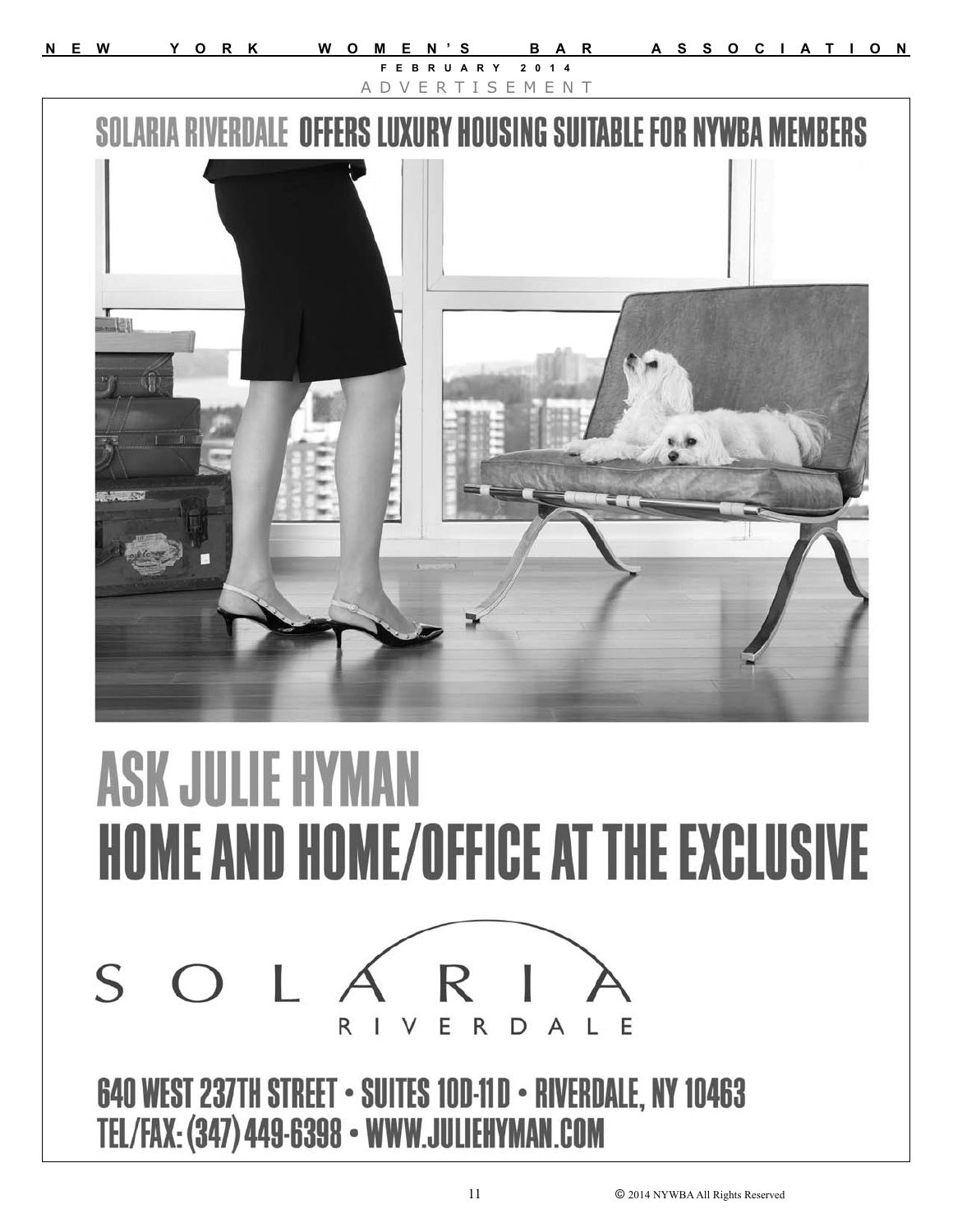ADVERTISEMENT

# SOLARIA RIVERDALE OFFERS LUXURY HOUSING SUITABLE FOR NYWBA MEMBERS

# ASK JULIE HYMAN

# HOME AND HOME/OFFICE AT THE EXCLUSIVE

SOLARIA
RIVERDALE

**640 WEST 237TH STREET • SUITES 10D-11D • RIVERDALE, NY 10463**
**TEL/FAX: (347) 449-6398 • WWW.JULIEHYMAN.COM**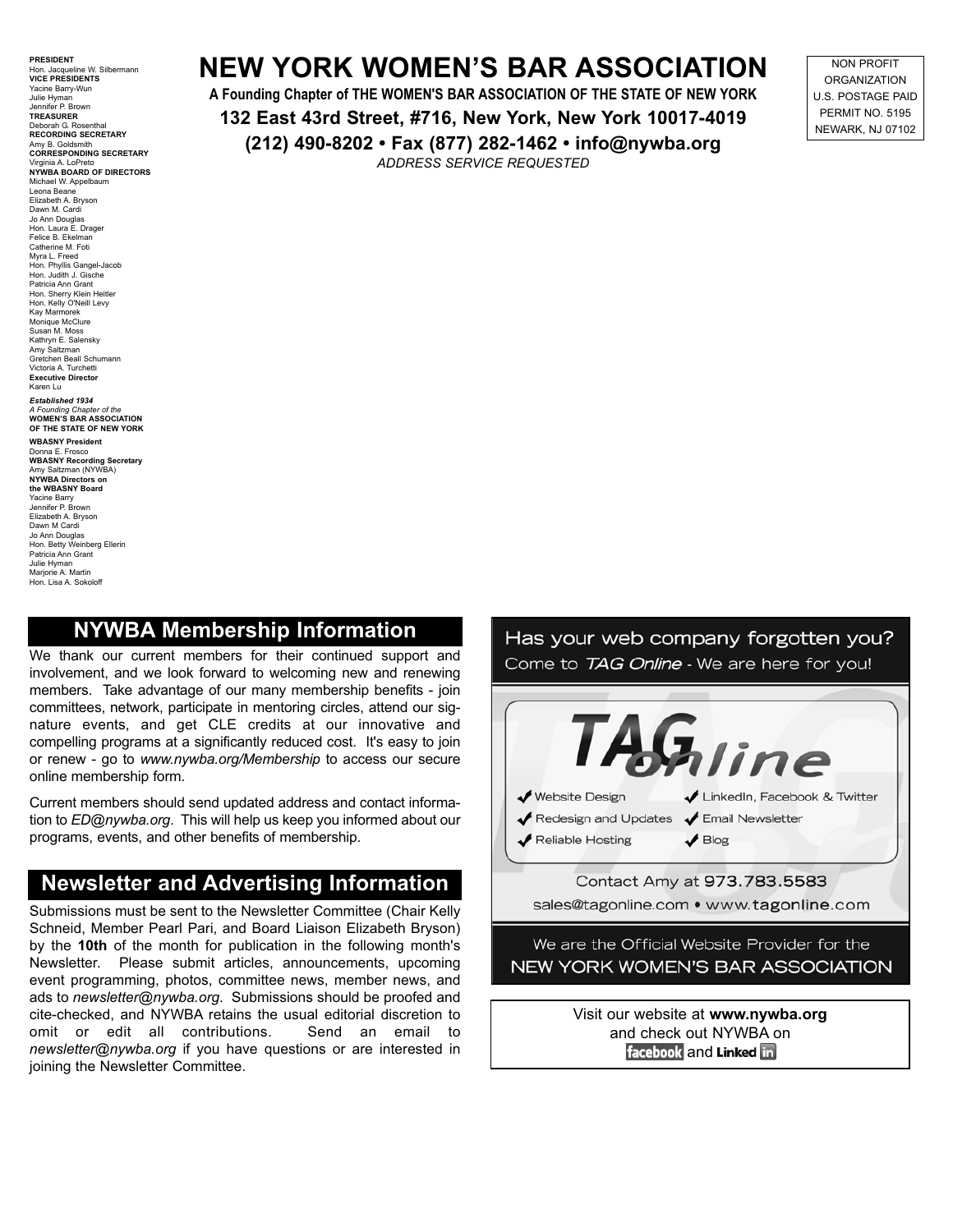**PRESIDENT**
Hon. Jacqueline W. Silbermann
**VICE PRESIDENTS**
Yacine Barry-Wun
Julie Hyman
Jennifer P. Brown
**TREASURER**
Deborah G. Rosenthal
**RECORDING SECRETARY**
Amy B. Goldsmith
**CORRESPONDING SECRETARY**
Virginia A. LoPreto
**NYWBA BOARD OF DIRECTORS**
Michael W. Appelbaum
Leona Beane
Elizabeth A. Bryson
Dawn M. Cardi
Jo Ann Douglas
Hon. Laura E. Drager
Felice B. Ekelman
Catherine M. Foti
Myra L. Freed
Hon. Phyllis Gangel-Jacob
Hon. Judith J. Gische
Patricia Ann Grant
Hon. Sherry Klein Heitler
Hon. Kelly O'Neill Levy
Kay Marmorek
Monique McClure
Susan M. Moss
Kathryn E. Salensky
Amy Saltzman
Gretchen Beall Schumann
Victoria A. Turchetti
**Executive Director**
Karen Lu

***Established 1934***
*A Founding Chapter of the*
**WOMEN'S BAR ASSOCIATION OF THE STATE OF NEW YORK**

**WBASNY President**
Donna E. Frosco
**WBASNY Recording Secretary**
Amy Saltzman (NYWBA)
**NYWBA Directors on the WBASNY Board**
Yacine Barry
Jennifer P. Brown
Elizabeth A. Bryson
Dawn M Cardi
Jo Ann Douglas
Hon. Betty Weinberg Ellerin
Patricia Ann Grant
Julie Hyman
Marjorie A. Martin
Hon. Lisa A. Sokoloff

# NEW YORK WOMEN'S BAR ASSOCIATION

**A Founding Chapter of THE WOMEN'S BAR ASSOCIATION OF THE STATE OF NEW YORK**

**132 East 43rd Street, #716, New York, New York 10017-4019**

**(212) 490-8202 • Fax (877) 282-1462 • info@nywba.org**

*ADDRESS SERVICE REQUESTED*

NON PROFIT ORGANIZATION
U.S. POSTAGE PAID
PERMIT NO. 5195
NEWARK, NJ 07102

## NYWBA Membership Information

We thank our current members for their continued support and involvement, and we look forward to welcoming new and renewing members. Take advantage of our many membership benefits - join committees, network, participate in mentoring circles, attend our signature events, and get CLE credits at our innovative and compelling programs at a significantly reduced cost. It's easy to join or renew - go to *www.nywba.org/Membership* to access our secure online membership form.

Current members should send updated address and contact information to *ED@nywba.org*. This will help us keep you informed about our programs, events, and other benefits of membership.

## Newsletter and Advertising Information

Submissions must be sent to the Newsletter Committee (Chair Kelly Schneid, Member Pearl Pari, and Board Liaison Elizabeth Bryson) by the **10th** of the month for publication in the following month's Newsletter. Please submit articles, announcements, upcoming event programming, photos, committee news, member news, and ads to *newsletter@nywba.org*. Submissions should be proofed and cite-checked, and NYWBA retains the usual editorial discretion to omit or edit all contributions. Send an email to *newsletter@nywba.org* if you have questions or are interested in joining the Newsletter Committee.

Has your web company forgotten you?
Come to *TAG Online* - We are here for you!

TAG online

- Website Design
- Redesign and Updates
- Reliable Hosting
- LinkedIn, Facebook & Twitter
- Email Newsletter
- Blog

Contact Amy at 973.783.5583
sales@tagonline.com • www.tagonline.com

We are the Official Website Provider for the
NEW YORK WOMEN'S BAR ASSOCIATION

Visit our website at **www.nywba.org**
and check out NYWBA on
facebook and LinkedIn